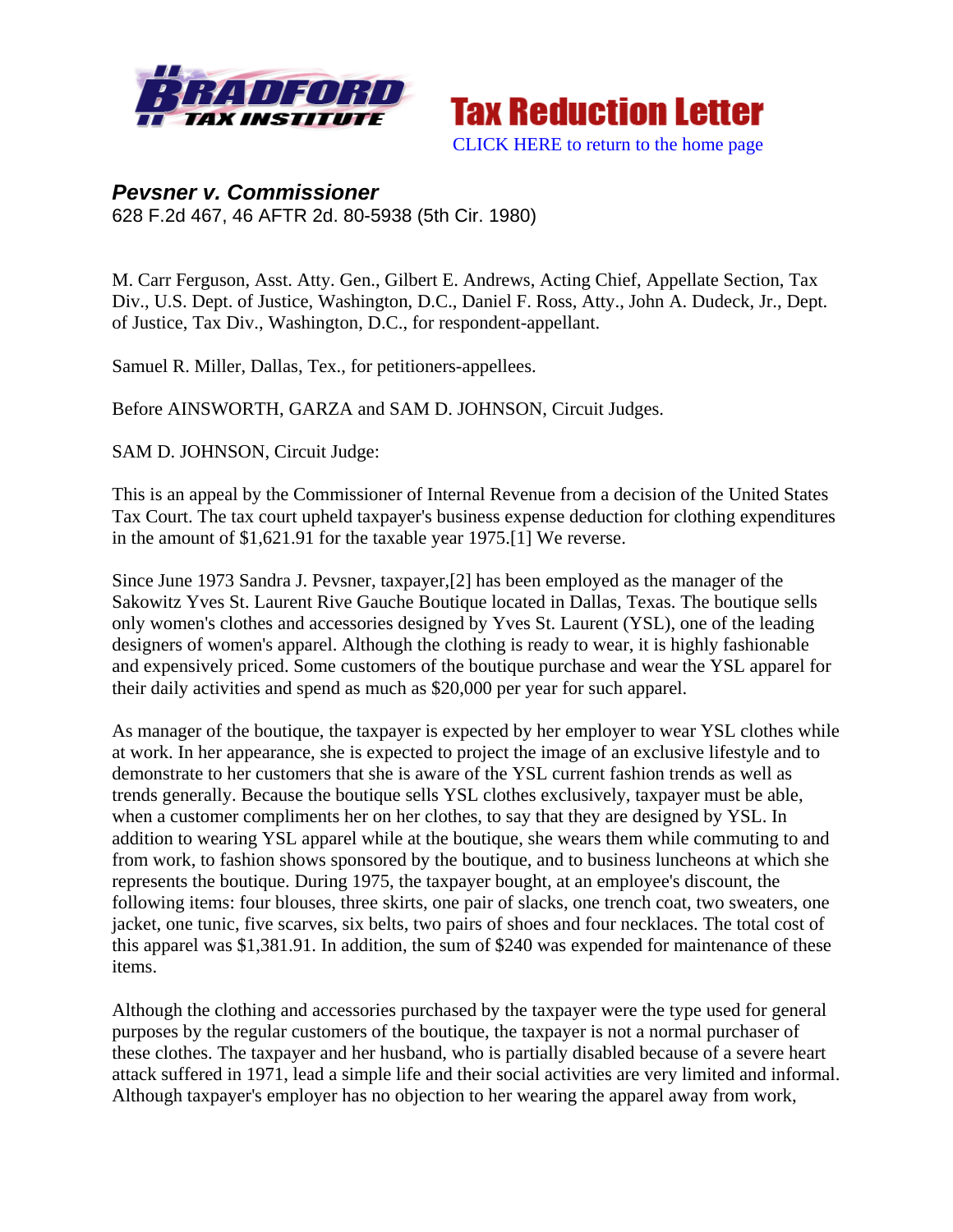# Pevsner v. Commissioner

628 F.2d 467, 46 AFTR 2d. 80-5938 (5th Cir. 1980)

M. Carr Ferguson, Asst. Atty. Gen., Gilbert E. Andrews, Acting Chief, Appellate Section, Tax Div., U.S. Dept. of Justice, Washington, D.C., Daniel F. Ross, Atty., John A. Dudeck, Jr., Dept. of Justice, Tax Div., Washington, D.C., for respondent-appellant.

Samuel R. Miller, Dallas, Tex., for petitioners-appellees.

Before AINSWORTH, GARZA and SAM D. JOHNSON, Circuit Judges.

SAM D. JOHNSON, Circuit Judge:

This is an appeal by the Commissioner of Internal Revenue from a decision of the United States Tax Court. The tax court upheld taxpayer's business expense deduction for clothing expenditures in the amount of $1,621.91 for the taxable year 1975.[1] We reverse.

Since June 1973 Sandra J. Pevsner, taxpayer,[2] has been employed as the manager of the Sakowitz Yves St. Laurent Rive Gauche Boutique located in Dallas, Texas. The boutique sells only women's clothes and accessories designed by Yves St. Laurent (YSL), one of the leading designers of women's apparel. Although the clothing is ready to wear, it is highly fashionable and expensively priced. Some customers of the boutique purchase and wear the YSL apparel for their daily activities and spend as much as $20,000 per year for such apparel.

As manager of the boutique, the taxpayer is expected by her employer to wear YSL clothes while at work. In her appearance, she is expected to project the image of an exclusive lifestyle and to demonstrate to her customers that she is aware of the YSL current fashion trends as well as trends generally. Because the boutique sells YSL clothes exclusively, taxpayer must be able, when a customer compliments her on her clothes, to say that they are designed by YSL. In addition to wearing YSL apparel while at the boutique, she wears them while commuting to and from work, to fashion shows sponsored by the boutique, and to business luncheons at which she represents the boutique. During 1975, the taxpayer bought, at an employee's discount, the following items: four blouses, three skirts, one pair of slacks, one trench coat, two sweaters, one jacket, one tunic, five scarves, six belts, two pairs of shoes and four necklaces. The total cost of this apparel was $1,381.91. In addition, the sum of $240 was expended for maintenance of these items.

Although the clothing and accessories purchased by the taxpayer were the type used for general purposes by the regular customers of the boutique, the taxpayer is not a normal purchaser of these clothes. The taxpayer and her husband, who is partially disabled because of a severe heart attack suffered in 1971, lead a simple life and their social activities are very limited and informal. Although taxpayer's employer has no objection to her wearing the apparel away from work,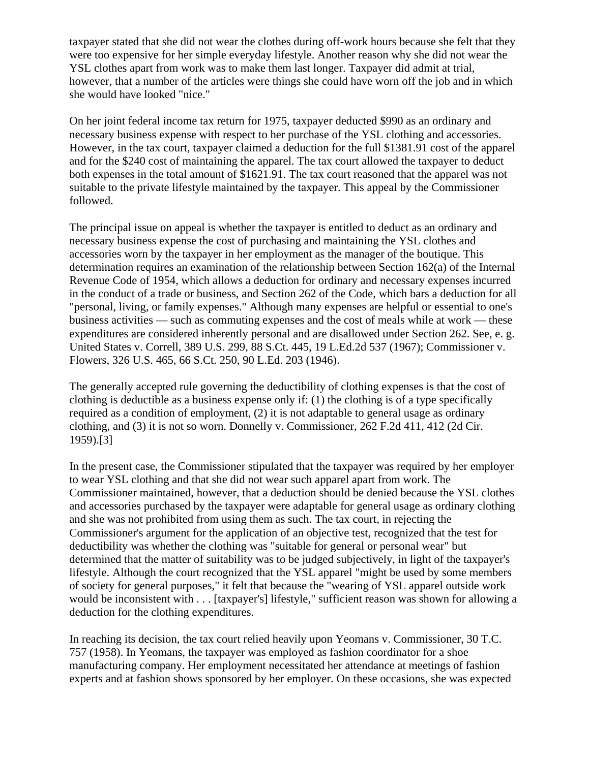taxpayer stated that she did not wear the clothes during off-work hours because she felt that they were too expensive for her simple everyday lifestyle. Another reason why she did not wear the YSL clothes apart from work was to make them last longer. Taxpayer did admit at trial, however, that a number of the articles were things she could have worn off the job and in which she would have looked "nice."

On her joint federal income tax return for 1975, taxpayer deducted $990 as an ordinary and necessary business expense with respect to her purchase of the YSL clothing and accessories. However, in the tax court, taxpayer claimed a deduction for the full $1381.91 cost of the apparel and for the $240 cost of maintaining the apparel. The tax court allowed the taxpayer to deduct both expenses in the total amount of $1621.91. The tax court reasoned that the apparel was not suitable to the private lifestyle maintained by the taxpayer. This appeal by the Commissioner followed.

The principal issue on appeal is whether the taxpayer is entitled to deduct as an ordinary and necessary business expense the cost of purchasing and maintaining the YSL clothes and accessories worn by the taxpayer in her employment as the manager of the boutique. This determination requires an examination of the relationship between Section 162(a) of the Internal Revenue Code of 1954, which allows a deduction for ordinary and necessary expenses incurred in the conduct of a trade or business, and Section 262 of the Code, which bars a deduction for all "personal, living, or family expenses." Although many expenses are helpful or essential to one's business activities — such as commuting expenses and the cost of meals while at work — these expenditures are considered inherently personal and are disallowed under Section 262. See, e. g. United States v. Correll, 389 U.S. 299, 88 S.Ct. 445, 19 L.Ed.2d 537 (1967); Commissioner v. Flowers, 326 U.S. 465, 66 S.Ct. 250, 90 L.Ed. 203 (1946).

The generally accepted rule governing the deductibility of clothing expenses is that the cost of clothing is deductible as a business expense only if: (1) the clothing is of a type specifically required as a condition of employment, (2) it is not adaptable to general usage as ordinary clothing, and (3) it is not so worn. Donnelly v. Commissioner, 262 F.2d 411, 412 (2d Cir. 1959).[3]

In the present case, the Commissioner stipulated that the taxpayer was required by her employer to wear YSL clothing and that she did not wear such apparel apart from work. The Commissioner maintained, however, that a deduction should be denied because the YSL clothes and accessories purchased by the taxpayer were adaptable for general usage as ordinary clothing and she was not prohibited from using them as such. The tax court, in rejecting the Commissioner's argument for the application of an objective test, recognized that the test for deductibility was whether the clothing was "suitable for general or personal wear" but determined that the matter of suitability was to be judged subjectively, in light of the taxpayer's lifestyle. Although the court recognized that the YSL apparel "might be used by some members of society for general purposes," it felt that because the "wearing of YSL apparel outside work would be inconsistent with . . . [taxpayer's] lifestyle," sufficient reason was shown for allowing a deduction for the clothing expenditures.

In reaching its decision, the tax court relied heavily upon Yeomans v. Commissioner, 30 T.C. 757 (1958). In Yeomans, the taxpayer was employed as fashion coordinator for a shoe manufacturing company. Her employment necessitated her attendance at meetings of fashion experts and at fashion shows sponsored by her employer. On these occasions, she was expected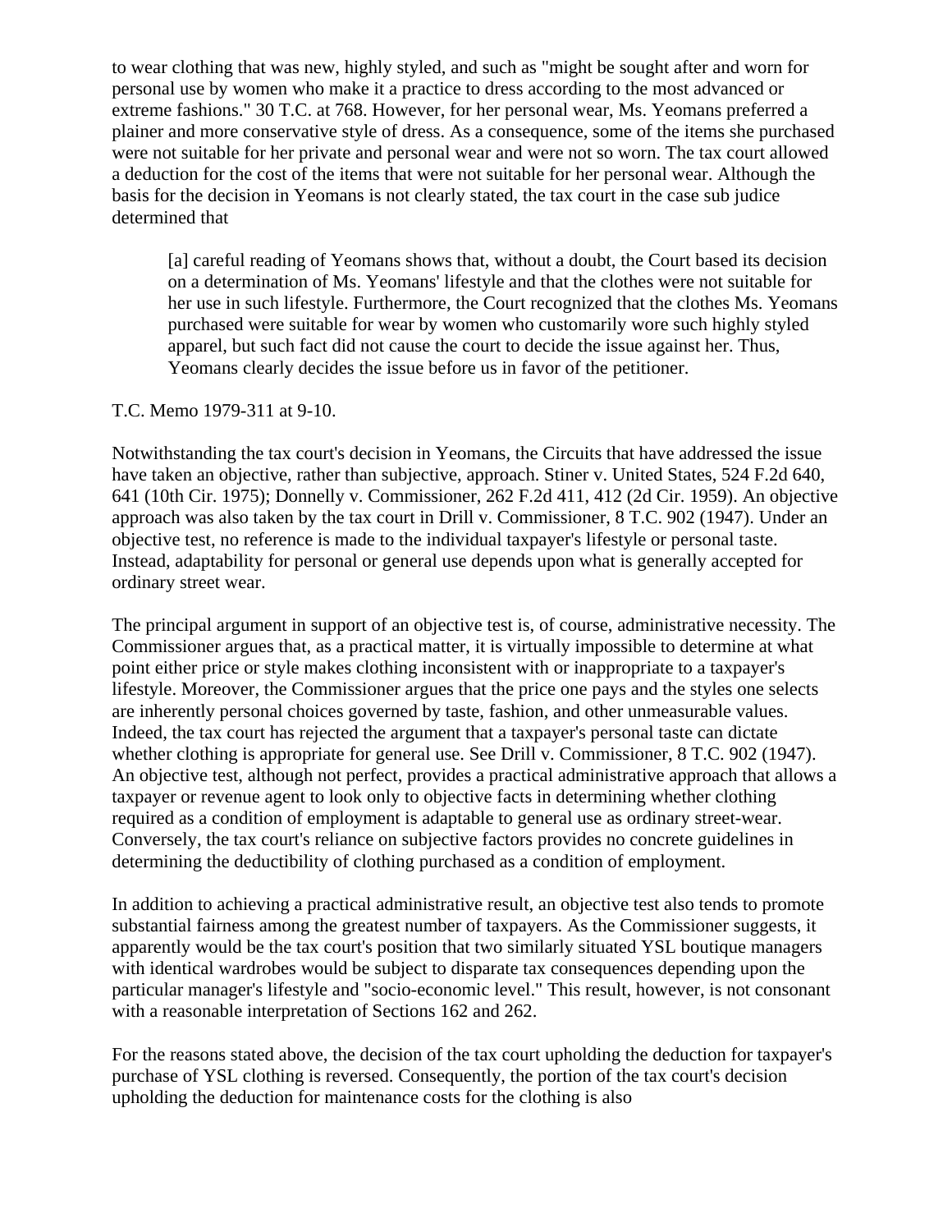to wear clothing that was new, highly styled, and such as "might be sought after and worn for personal use by women who make it a practice to dress according to the most advanced or extreme fashions." 30 T.C. at 768. However, for her personal wear, Ms. Yeomans preferred a plainer and more conservative style of dress. As a consequence, some of the items she purchased were not suitable for her private and personal wear and were not so worn. The tax court allowed a deduction for the cost of the items that were not suitable for her personal wear. Although the basis for the decision in Yeomans is not clearly stated, the tax court in the case sub judice determined that

> [a] careful reading of Yeomans shows that, without a doubt, the Court based its decision on a determination of Ms. Yeomans' lifestyle and that the clothes were not suitable for her use in such lifestyle. Furthermore, the Court recognized that the clothes Ms. Yeomans purchased were suitable for wear by women who customarily wore such highly styled apparel, but such fact did not cause the court to decide the issue against her. Thus, Yeomans clearly decides the issue before us in favor of the petitioner.

T.C. Memo 1979-311 at 9-10.

Notwithstanding the tax court's decision in Yeomans, the Circuits that have addressed the issue have taken an objective, rather than subjective, approach. Stiner v. United States, 524 F.2d 640, 641 (10th Cir. 1975); Donnelly v. Commissioner, 262 F.2d 411, 412 (2d Cir. 1959). An objective approach was also taken by the tax court in Drill v. Commissioner, 8 T.C. 902 (1947). Under an objective test, no reference is made to the individual taxpayer's lifestyle or personal taste. Instead, adaptability for personal or general use depends upon what is generally accepted for ordinary street wear.

The principal argument in support of an objective test is, of course, administrative necessity. The Commissioner argues that, as a practical matter, it is virtually impossible to determine at what point either price or style makes clothing inconsistent with or inappropriate to a taxpayer's lifestyle. Moreover, the Commissioner argues that the price one pays and the styles one selects are inherently personal choices governed by taste, fashion, and other unmeasurable values. Indeed, the tax court has rejected the argument that a taxpayer's personal taste can dictate whether clothing is appropriate for general use. See Drill v. Commissioner, 8 T.C. 902 (1947). An objective test, although not perfect, provides a practical administrative approach that allows a taxpayer or revenue agent to look only to objective facts in determining whether clothing required as a condition of employment is adaptable to general use as ordinary street-wear. Conversely, the tax court's reliance on subjective factors provides no concrete guidelines in determining the deductibility of clothing purchased as a condition of employment.

In addition to achieving a practical administrative result, an objective test also tends to promote substantial fairness among the greatest number of taxpayers. As the Commissioner suggests, it apparently would be the tax court's position that two similarly situated YSL boutique managers with identical wardrobes would be subject to disparate tax consequences depending upon the particular manager's lifestyle and "socio-economic level." This result, however, is not consonant with a reasonable interpretation of Sections 162 and 262.

For the reasons stated above, the decision of the tax court upholding the deduction for taxpayer's purchase of YSL clothing is reversed. Consequently, the portion of the tax court's decision upholding the deduction for maintenance costs for the clothing is also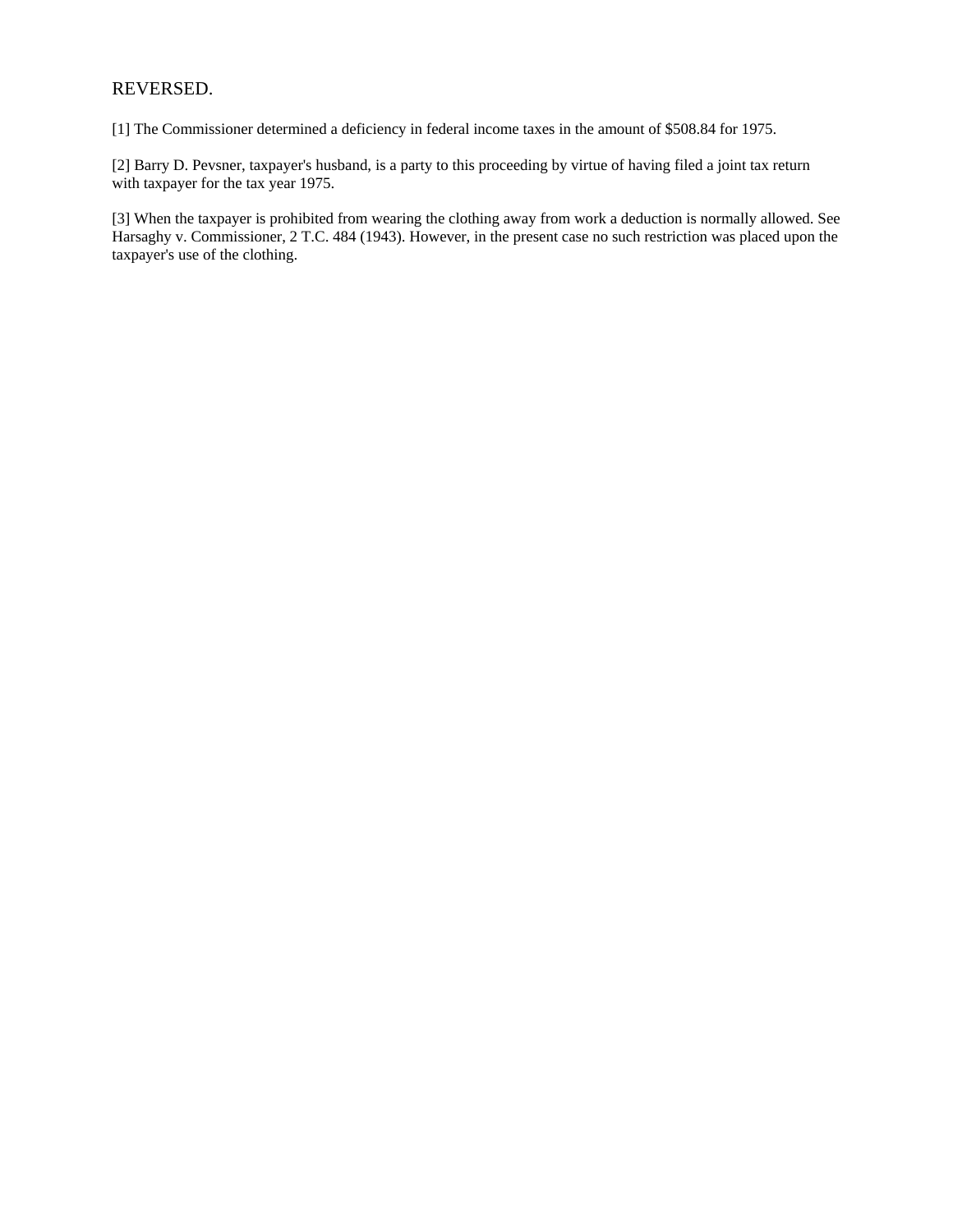REVERSED.

[1] The Commissioner determined a deficiency in federal income taxes in the amount of $508.84 for 1975.

[2] Barry D. Pevsner, taxpayer's husband, is a party to this proceeding by virtue of having filed a joint tax return with taxpayer for the tax year 1975.

[3] When the taxpayer is prohibited from wearing the clothing away from work a deduction is normally allowed. See Harsaghy v. Commissioner, 2 T.C. 484 (1943). However, in the present case no such restriction was placed upon the taxpayer's use of the clothing.